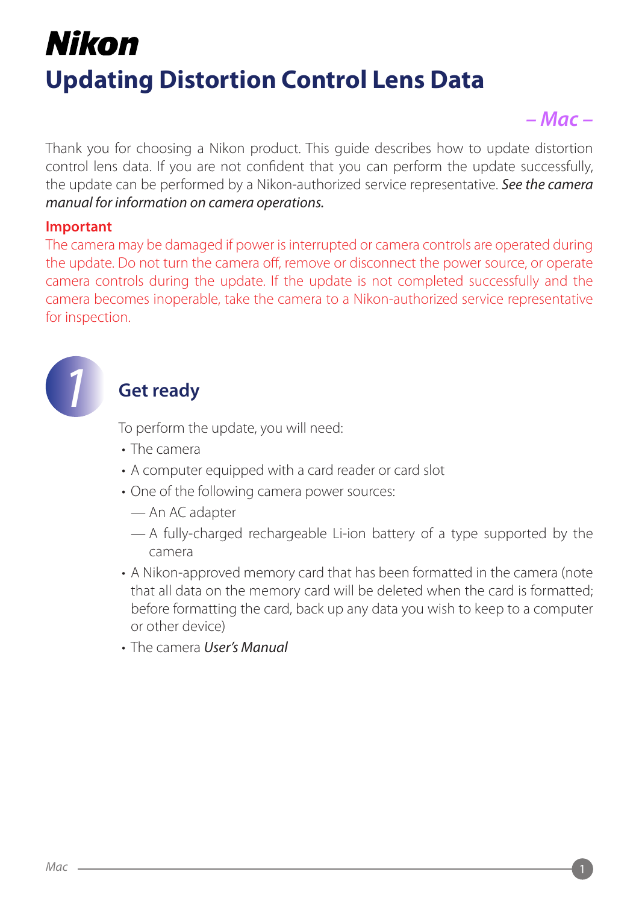# Nikon

# Updating Distortion Control Lens Data

*– Mac –*

Thank you for choosing a Nikon product. This guide describes how to update distortion control lens data. If you are not confident that you can perform the update successfully, the update can be performed by a Nikon-authorized service representative. *See the camera manual for information on camera operations.*

**Important**

The camera may be damaged if power is interrupted or camera controls are operated during the update. Do not turn the camera off, remove or disconnect the power source, or operate camera controls during the update. If the update is not completed successfully and the camera becomes inoperable, take the camera to a Nikon-authorized service representative for inspection.

## 1 Get ready

To perform the update, you will need:

- The camera
- A computer equipped with a card reader or card slot
- One of the following camera power sources:
  - An AC adapter
  - A fully-charged rechargeable Li-ion battery of a type supported by the camera
- A Nikon-approved memory card that has been formatted in the camera (note that all data on the memory card will be deleted when the card is formatted; before formatting the card, back up any data you wish to keep to a computer or other device)
- The camera *User's Manual*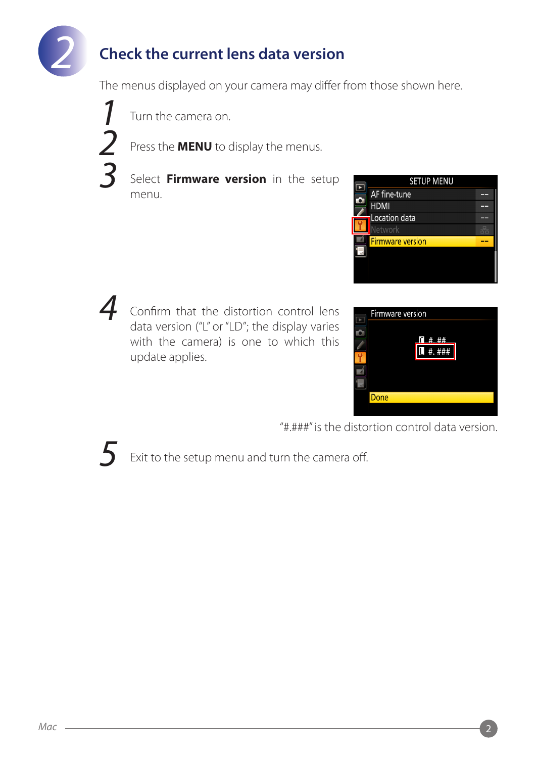# 2 Check the current lens data version

The menus displayed on your camera may differ from those shown here.

1. Turn the camera on.
2. Press the **MENU** to display the menus.
3. Select **Firmware version** in the setup menu.
4. Confirm that the distortion control lens data version (“L” or “LD”; the display varies with the camera) is one to which this update applies.

“#.###” is the distortion control data version.

5. Exit to the setup menu and turn the camera off.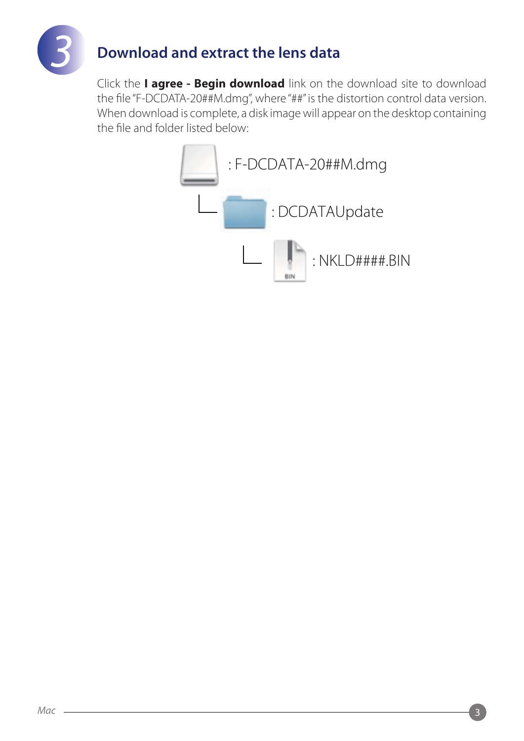# 3 Download and extract the lens data

Click the **I agree - Begin download** link on the download site to download the file "F-DCDATA-20##M.dmg", where "##" is the distortion control data version. When download is complete, a disk image will appear on the desktop containing the file and folder listed below:

: F-DCDATA-20##M.dmg

: DCDATAUpdate

: NKLD####.BIN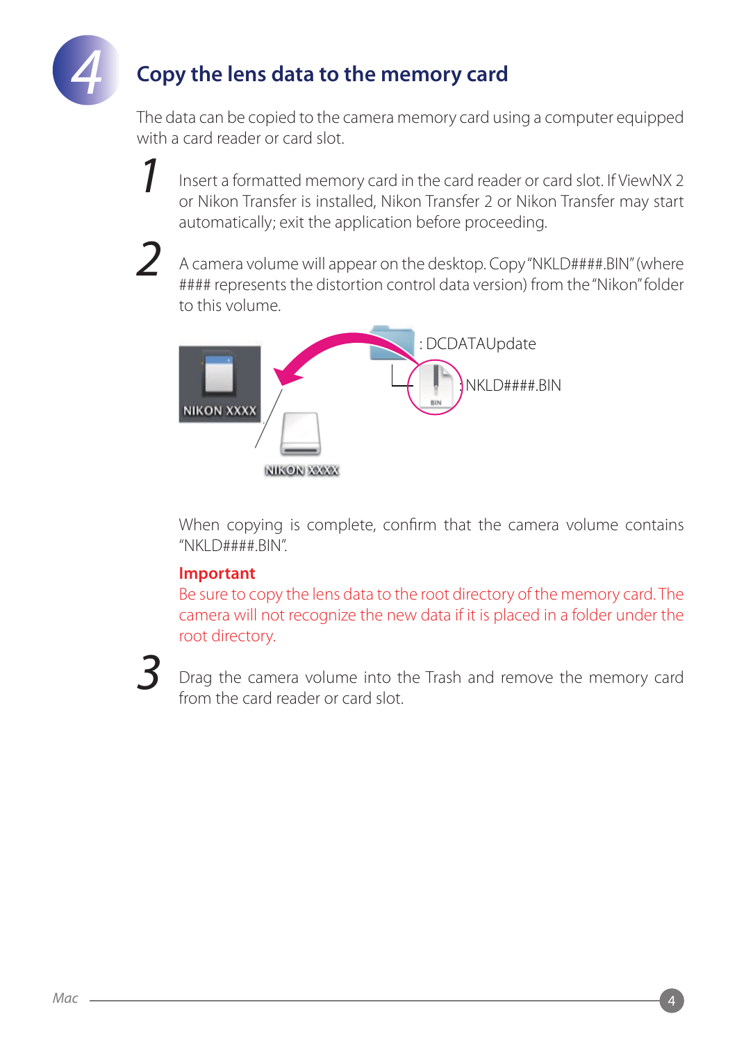## 4 Copy the lens data to the memory card

The data can be copied to the camera memory card using a computer equipped with a card reader or card slot.

1. Insert a formatted memory card in the card reader or card slot. If ViewNX 2 or Nikon Transfer is installed, Nikon Transfer 2 or Nikon Transfer may start automatically; exit the application before proceeding.

2. A camera volume will appear on the desktop. Copy "NKLD####.BIN" (where #### represents the distortion control data version) from the "Nikon" folder to this volume.

   : DCDATAUpdate

   : NKLD####.BIN

   NIKON XXXX

   NIKON XXXX

   When copying is complete, confirm that the camera volume contains "NKLD####.BIN".

   **Important**

   Be sure to copy the lens data to the root directory of the memory card. The camera will not recognize the new data if it is placed in a folder under the root directory.

3. Drag the camera volume into the Trash and remove the memory card from the card reader or card slot.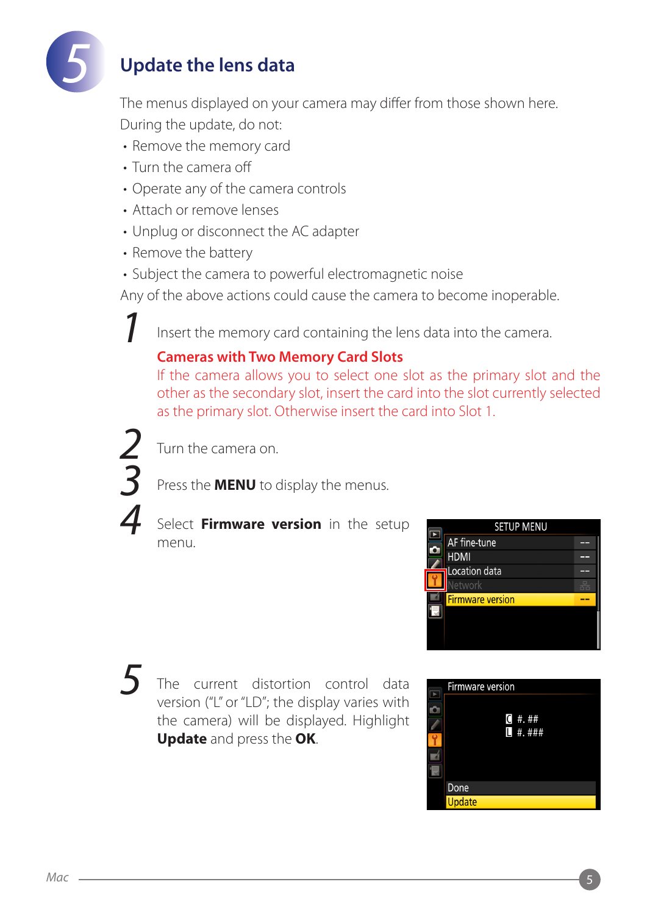# 5 Update the lens data

The menus displayed on your camera may differ from those shown here.

During the update, do not:

- Remove the memory card
- Turn the camera off
- Operate any of the camera controls
- Attach or remove lenses
- Unplug or disconnect the AC adapter
- Remove the battery
- Subject the camera to powerful electromagnetic noise

Any of the above actions could cause the camera to become inoperable.

1. Insert the memory card containing the lens data into the camera.

   **Cameras with Two Memory Card Slots**

   If the camera allows you to select one slot as the primary slot and the other as the secondary slot, insert the card into the slot currently selected as the primary slot. Otherwise insert the card into Slot 1.

2. Turn the camera on.

3. Press the **MENU** to display the menus.

4. Select **Firmware version** in the setup menu.

5. The current distortion control data version ("L" or "LD"; the display varies with the camera) will be displayed. Highlight **Update** and press the **OK**.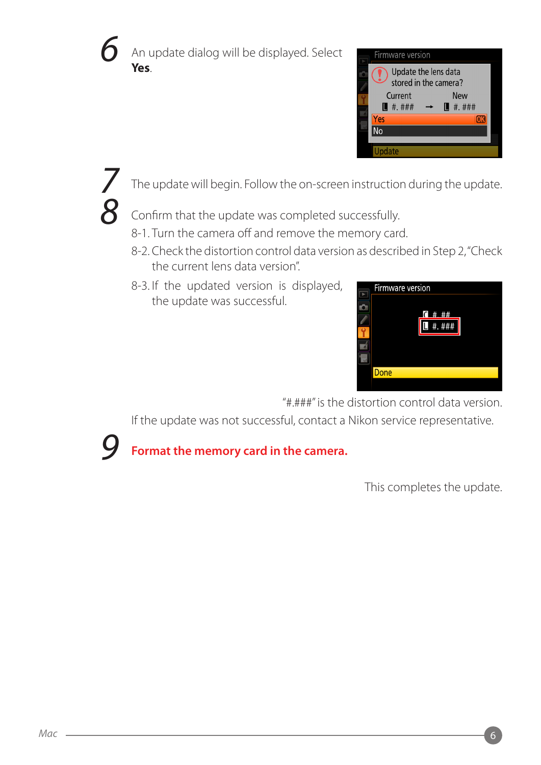6 An update dialog will be displayed. Select **Yes**.

7 The update will begin. Follow the on-screen instruction during the update.

8 Confirm that the update was completed successfully.

8-1. Turn the camera off and remove the memory card.

8-2. Check the distortion control data version as described in Step 2, "Check the current lens data version".

8-3. If the updated version is displayed, the update was successful.

"#.###" is the distortion control data version.

If the update was not successful, contact a Nikon service representative.

9 **Format the memory card in the camera.**

This completes the update.